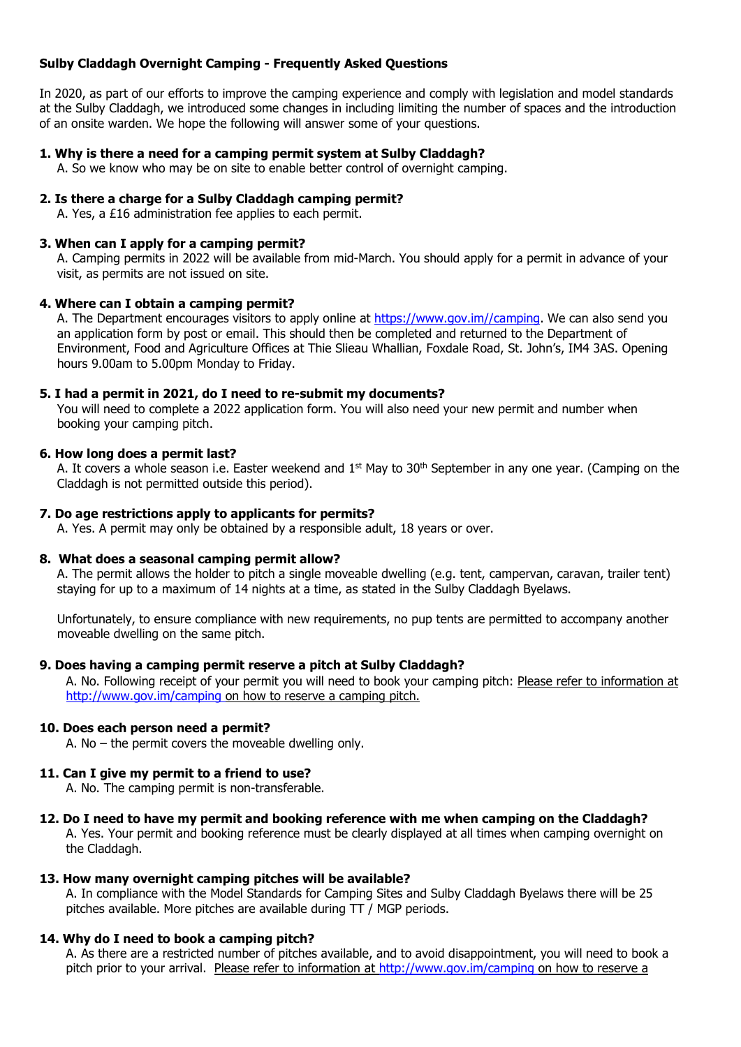**Sulby Claddagh Overnight Camping - Frequently Asked Questions**

In 2020, as part of our efforts to improve the camping experience and comply with legislation and model standards at the Sulby Claddagh, we introduced some changes in including limiting the number of spaces and the introduction of an onsite warden. We hope the following will answer some of your questions.

1. **Why is there a need for a camping permit system at Sulby Claddagh?**
   A. So we know who may be on site to enable better control of overnight camping.

2. **Is there a charge for a Sulby Claddagh camping permit?**
   A. Yes, a £16 administration fee applies to each permit.

3. **When can I apply for a camping permit?**
   A. Camping permits in 2022 will be available from mid-March. You should apply for a permit in advance of your visit, as permits are not issued on site.

4. **Where can I obtain a camping permit?**
   A. The Department encourages visitors to apply online at [https://www.gov.im//camping](https://www.gov.im//camping). We can also send you an application form by post or email. This should then be completed and returned to the Department of Environment, Food and Agriculture Offices at Thie Slieau Whallian, Foxdale Road, St. John's, IM4 3AS. Opening hours 9.00am to 5.00pm Monday to Friday.

5. **I had a permit in 2021, do I need to re-submit my documents?**
   You will need to complete a 2022 application form. You will also need your new permit and number when booking your camping pitch.

6. **How long does a permit last?**
   A. It covers a whole season i.e. Easter weekend and 1st May to 30th September in any one year. (Camping on the Claddagh is not permitted outside this period).

7. **Do age restrictions apply to applicants for permits?**
   A. Yes. A permit may only be obtained by a responsible adult, 18 years or over.

8. **What does a seasonal camping permit allow?**
   A. The permit allows the holder to pitch a single moveable dwelling (e.g. tent, campervan, caravan, trailer tent) staying for up to a maximum of 14 nights at a time, as stated in the Sulby Claddagh Byelaws.

   Unfortunately, to ensure compliance with new requirements, no pup tents are permitted to accompany another moveable dwelling on the same pitch.

9. **Does having a camping permit reserve a pitch at Sulby Claddagh?**
   A. No. Following receipt of your permit you will need to book your camping pitch: Please refer to information at [http://www.gov.im/camping](http://www.gov.im/camping) on how to reserve a camping pitch.

10. **Does each person need a permit?**
    A. No – the permit covers the moveable dwelling only.

11. **Can I give my permit to a friend to use?**
    A. No. The camping permit is non-transferable.

12. **Do I need to have my permit and booking reference with me when camping on the Claddagh?**
    A. Yes. Your permit and booking reference must be clearly displayed at all times when camping overnight on the Claddagh.

13. **How many overnight camping pitches will be available?**
    A. In compliance with the Model Standards for Camping Sites and Sulby Claddagh Byelaws there will be 25 pitches available. More pitches are available during TT / MGP periods.

14. **Why do I need to book a camping pitch?**
    A. As there are a restricted number of pitches available, and to avoid disappointment, you will need to book a pitch prior to your arrival. Please refer to information at [http://www.gov.im/camping](http://www.gov.im/camping) on how to reserve a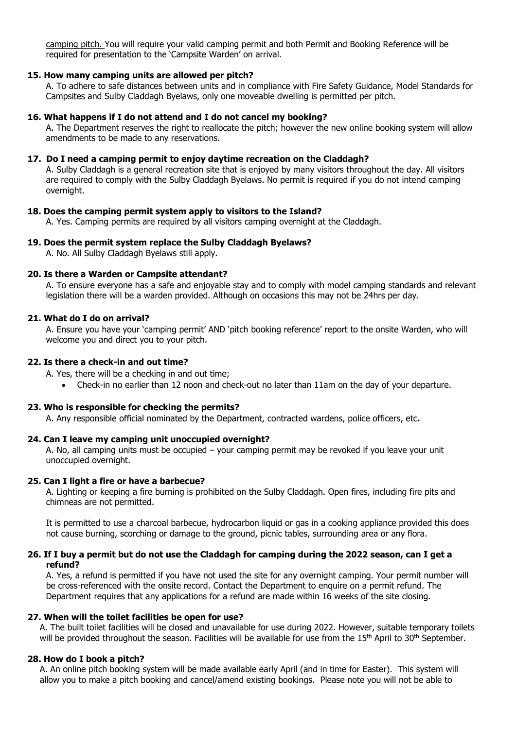camping pitch. You will require your valid camping permit and both Permit and Booking Reference will be required for presentation to the 'Campsite Warden' on arrival.

**15. How many camping units are allowed per pitch?**

A. To adhere to safe distances between units and in compliance with Fire Safety Guidance, Model Standards for Campsites and Sulby Claddagh Byelaws, only one moveable dwelling is permitted per pitch.

**16. What happens if I do not attend and I do not cancel my booking?**

A. The Department reserves the right to reallocate the pitch; however the new online booking system will allow amendments to be made to any reservations.

**17. Do I need a camping permit to enjoy daytime recreation on the Claddagh?**

A. Sulby Claddagh is a general recreation site that is enjoyed by many visitors throughout the day. All visitors are required to comply with the Sulby Claddagh Byelaws. No permit is required if you do not intend camping overnight.

**18. Does the camping permit system apply to visitors to the Island?**

A. Yes. Camping permits are required by all visitors camping overnight at the Claddagh.

**19. Does the permit system replace the Sulby Claddagh Byelaws?**

A. No. All Sulby Claddagh Byelaws still apply.

**20. Is there a Warden or Campsite attendant?**

A. To ensure everyone has a safe and enjoyable stay and to comply with model camping standards and relevant legislation there will be a warden provided. Although on occasions this may not be 24hrs per day.

**21. What do I do on arrival?**

A. Ensure you have your 'camping permit' AND 'pitch booking reference' report to the onsite Warden, who will welcome you and direct you to your pitch.

**22. Is there a check-in and out time?**

A. Yes, there will be a checking in and out time;

- Check-in no earlier than 12 noon and check-out no later than 11am on the day of your departure.

**23. Who is responsible for checking the permits?**

A. Any responsible official nominated by the Department, contracted wardens, police officers, etc**.**

**24. Can I leave my camping unit unoccupied overnight?**

A. No, all camping units must be occupied – your camping permit may be revoked if you leave your unit unoccupied overnight.

**25. Can I light a fire or have a barbecue?**

A. Lighting or keeping a fire burning is prohibited on the Sulby Claddagh. Open fires, including fire pits and chimneas are not permitted.

It is permitted to use a charcoal barbecue, hydrocarbon liquid or gas in a cooking appliance provided this does not cause burning, scorching or damage to the ground, picnic tables, surrounding area or any flora.

**26. If I buy a permit but do not use the Claddagh for camping during the 2022 season, can I get a refund?**

A. Yes, a refund is permitted if you have not used the site for any overnight camping. Your permit number will be cross-referenced with the onsite record. Contact the Department to enquire on a permit refund. The Department requires that any applications for a refund are made within 16 weeks of the site closing.

**27. When will the toilet facilities be open for use?**

A. The built toilet facilities will be closed and unavailable for use during 2022. However, suitable temporary toilets will be provided throughout the season. Facilities will be available for use from the 15th April to 30th September.

**28. How do I book a pitch?**

A. An online pitch booking system will be made available early April (and in time for Easter). This system will allow you to make a pitch booking and cancel/amend existing bookings. Please note you will not be able to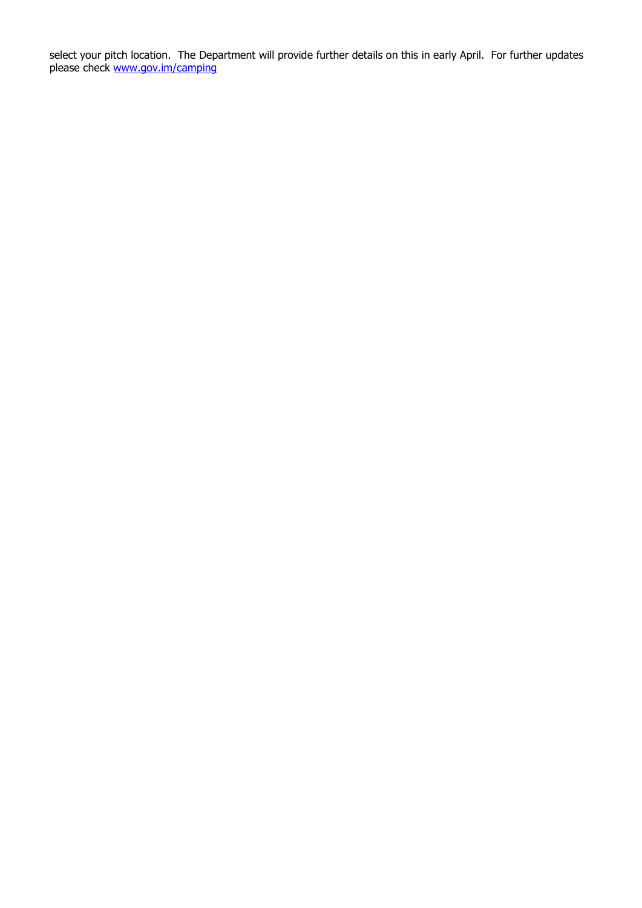select your pitch location. The Department will provide further details on this in early April. For further updates please check [www.gov.im/camping](http://www.gov.im/camping)